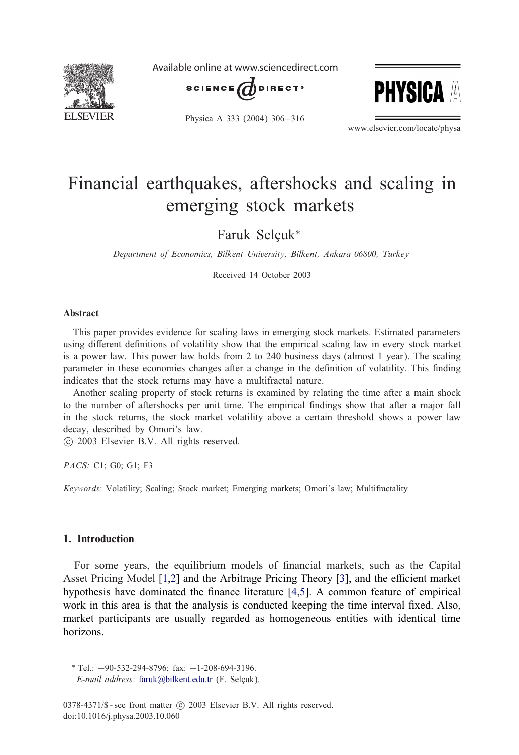# Financial earthquakes, aftershocks and scaling in emerging stock markets

Faruk Selçuk*

*Department of Economics, Bilkent University, Bilkent, Ankara 06800, Turkey*

Received 14 October 2003

## Abstract

This paper provides evidence for scaling laws in emerging stock markets. Estimated parameters using different definitions of volatility show that the empirical scaling law in every stock market is a power law. This power law holds from 2 to 240 business days (almost 1 year). The scaling parameter in these economies changes after a change in the definition of volatility. This finding indicates that the stock returns may have a multifractal nature.

Another scaling property of stock returns is examined by relating the time after a main shock to the number of aftershocks per unit time. The empirical findings show that after a major fall in the stock returns, the stock market volatility above a certain threshold shows a power law decay, described by Omori's law.

© 2003 Elsevier B.V. All rights reserved.

*PACS:* C1; G0; G1; F3

*Keywords:* Volatility; Scaling; Stock market; Emerging markets; Omori's law; Multifractality

## 1. Introduction

For some years, the equilibrium models of financial markets, such as the Capital Asset Pricing Model [1,2] and the Arbitrage Pricing Theory [3], and the efficient market hypothesis have dominated the finance literature [4,5]. A common feature of empirical work in this area is that the analysis is conducted keeping the time interval fixed. Also, market participants are usually regarded as homogeneous entities with identical time horizons.

---

* Tel.: +90-532-294-8796; fax: +1-208-694-3196.

*E-mail address:* faruk@bilkent.edu.tr (F. Selçuk).

0378-4371/$ - see front matter © 2003 Elsevier B.V. All rights reserved.
doi:10.1016/j.physa.2003.10.060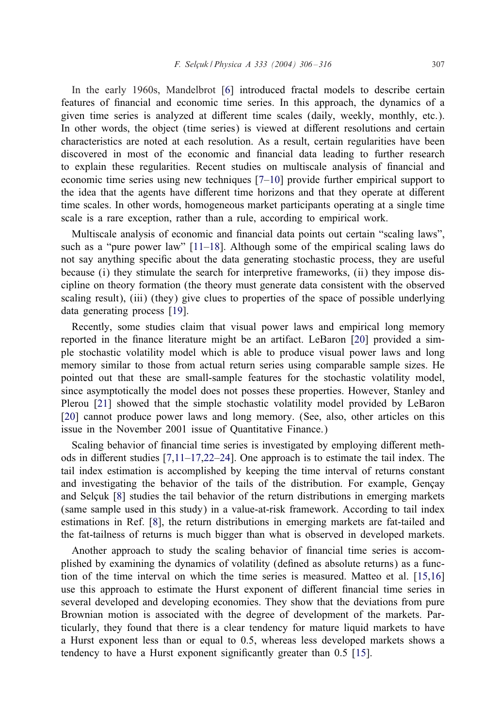In the early 1960s, Mandelbrot [6] introduced fractal models to describe certain features of financial and economic time series. In this approach, the dynamics of a given time series is analyzed at different time scales (daily, weekly, monthly, etc.). In other words, the object (time series) is viewed at different resolutions and certain characteristics are noted at each resolution. As a result, certain regularities have been discovered in most of the economic and financial data leading to further research to explain these regularities. Recent studies on multiscale analysis of financial and economic time series using new techniques [7–10] provide further empirical support to the idea that the agents have different time horizons and that they operate at different time scales. In other words, homogeneous market participants operating at a single time scale is a rare exception, rather than a rule, according to empirical work.

Multiscale analysis of economic and financial data points out certain "scaling laws", such as a "pure power law" [11–18]. Although some of the empirical scaling laws do not say anything specific about the data generating stochastic process, they are useful because (i) they stimulate the search for interpretive frameworks, (ii) they impose discipline on theory formation (the theory must generate data consistent with the observed scaling result), (iii) (they) give clues to properties of the space of possible underlying data generating process [19].

Recently, some studies claim that visual power laws and empirical long memory reported in the finance literature might be an artifact. LeBaron [20] provided a simple stochastic volatility model which is able to produce visual power laws and long memory similar to those from actual return series using comparable sample sizes. He pointed out that these are small-sample features for the stochastic volatility model, since asymptotically the model does not posses these properties. However, Stanley and Plerou [21] showed that the simple stochastic volatility model provided by LeBaron [20] cannot produce power laws and long memory. (See, also, other articles on this issue in the November 2001 issue of Quantitative Finance.)

Scaling behavior of financial time series is investigated by employing different methods in different studies [7,11–17,22–24]. One approach is to estimate the tail index. The tail index estimation is accomplished by keeping the time interval of returns constant and investigating the behavior of the tails of the distribution. For example, Gençay and Selçuk [8] studies the tail behavior of the return distributions in emerging markets (same sample used in this study) in a value-at-risk framework. According to tail index estimations in Ref. [8], the return distributions in emerging markets are fat-tailed and the fat-tailness of returns is much bigger than what is observed in developed markets.

Another approach to study the scaling behavior of financial time series is accomplished by examining the dynamics of volatility (defined as absolute returns) as a function of the time interval on which the time series is measured. Matteo et al. [15,16] use this approach to estimate the Hurst exponent of different financial time series in several developed and developing economies. They show that the deviations from pure Brownian motion is associated with the degree of development of the markets. Particularly, they found that there is a clear tendency for mature liquid markets to have a Hurst exponent less than or equal to 0.5, whereas less developed markets shows a tendency to have a Hurst exponent significantly greater than 0.5 [15].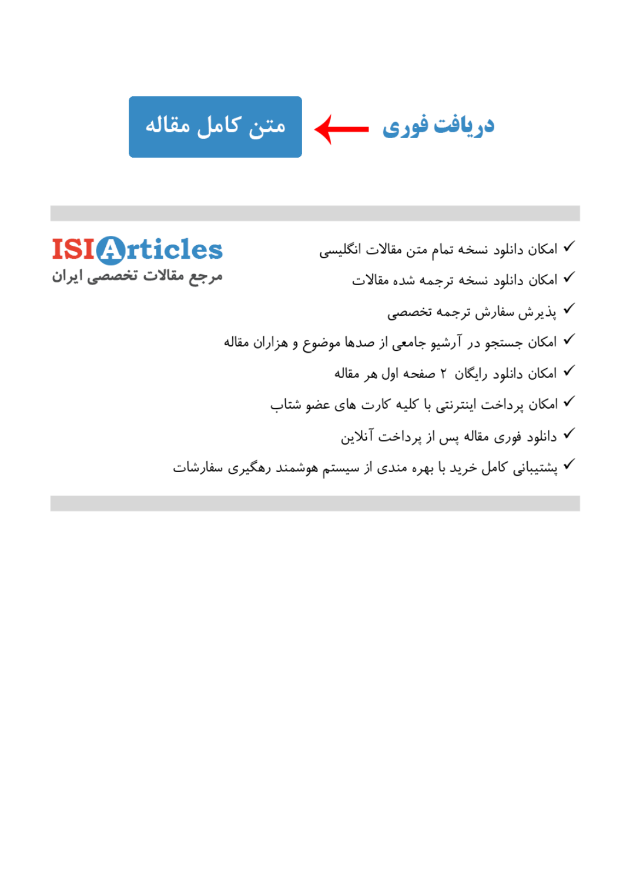دریافت فوری ← متن کامل مقاله

**ISIArticles**
مرجع مقالات تخصصی ایران

- ✓ امکان دانلود نسخه تمام متن مقالات انگلیسی
- ✓ امکان دانلود نسخه ترجمه شده مقالات
- ✓ پذیرش سفارش ترجمه تخصصی
- ✓ امکان جستجو در آرشیو جامعی از صدها موضوع و هزاران مقاله
- ✓ امکان دانلود رایگان ۲ صفحه اول هر مقاله
- ✓ امکان پرداخت اینترنتی با کلیه کارت های عضو شتاب
- ✓ دانلود فوری مقاله پس از پرداخت آنلاین
- ✓ پشتیبانی کامل خرید با بهره مندی از سیستم هوشمند رهگیری سفارشات